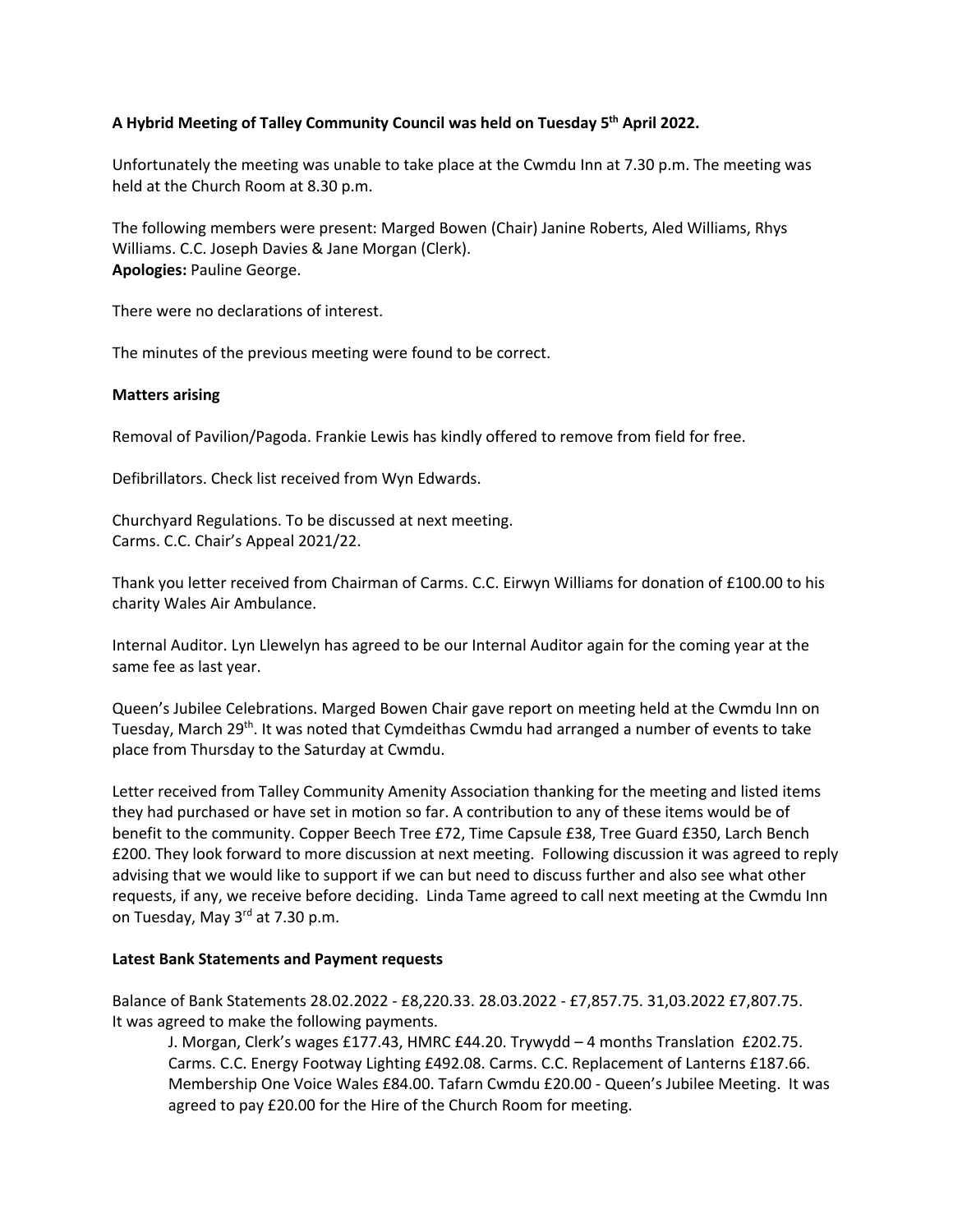**A Hybrid Meeting of Talley Community Council was held on Tuesday 5th April 2022.**

Unfortunately the meeting was unable to take place at the Cwmdu Inn at 7.30 p.m. The meeting was held at the Church Room at 8.30 p.m.

The following members were present: Marged Bowen (Chair) Janine Roberts, Aled Williams, Rhys Williams. C.C. Joseph Davies & Jane Morgan (Clerk).
**Apologies:** Pauline George.

There were no declarations of interest.

The minutes of the previous meeting were found to be correct.

**Matters arising**

Removal of Pavilion/Pagoda. Frankie Lewis has kindly offered to remove from field for free.

Defibrillators. Check list received from Wyn Edwards.

Churchyard Regulations. To be discussed at next meeting.
Carms. C.C. Chair's Appeal 2021/22.

Thank you letter received from Chairman of Carms. C.C. Eirwyn Williams for donation of £100.00 to his charity Wales Air Ambulance.

Internal Auditor. Lyn Llewelyn has agreed to be our Internal Auditor again for the coming year at the same fee as last year.

Queen's Jubilee Celebrations. Marged Bowen Chair gave report on meeting held at the Cwmdu Inn on Tuesday, March 29th. It was noted that Cymdeithas Cwmdu had arranged a number of events to take place from Thursday to the Saturday at Cwmdu.

Letter received from Talley Community Amenity Association thanking for the meeting and listed items they had purchased or have set in motion so far. A contribution to any of these items would be of benefit to the community. Copper Beech Tree £72, Time Capsule £38, Tree Guard £350, Larch Bench £200. They look forward to more discussion at next meeting. Following discussion it was agreed to reply advising that we would like to support if we can but need to discuss further and also see what other requests, if any, we receive before deciding. Linda Tame agreed to call next meeting at the Cwmdu Inn on Tuesday, May 3rd at 7.30 p.m.

**Latest Bank Statements and Payment requests**

Balance of Bank Statements 28.02.2022 - £8,220.33. 28.03.2022 - £7,857.75. 31,03.2022 £7,807.75.
It was agreed to make the following payments.

> J. Morgan, Clerk's wages £177.43, HMRC £44.20. Trywydd – 4 months Translation £202.75. Carms. C.C. Energy Footway Lighting £492.08. Carms. C.C. Replacement of Lanterns £187.66. Membership One Voice Wales £84.00. Tafarn Cwmdu £20.00 - Queen's Jubilee Meeting. It was agreed to pay £20.00 for the Hire of the Church Room for meeting.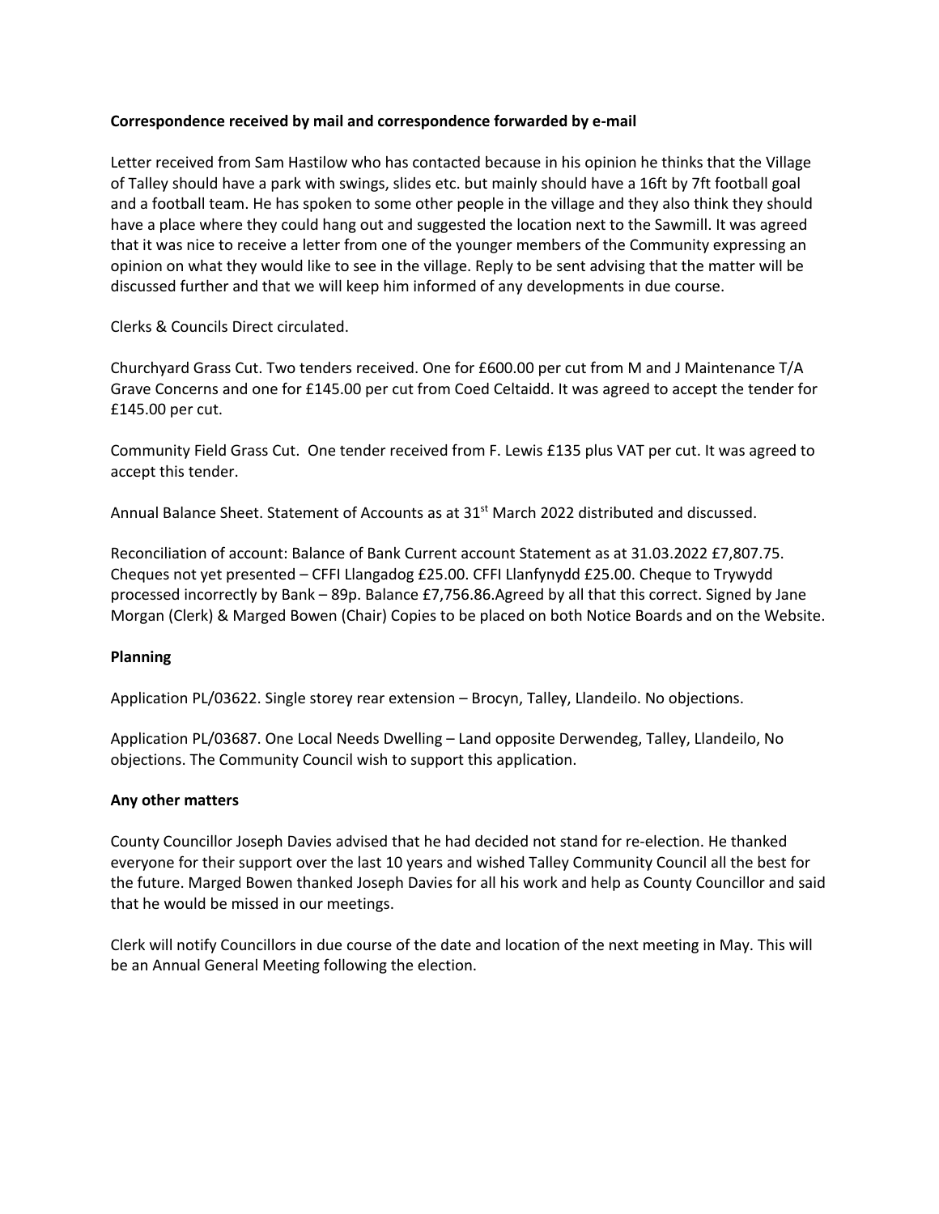**Correspondence received by mail and correspondence forwarded by e-mail**

Letter received from Sam Hastilow who has contacted because in his opinion he thinks that the Village of Talley should have a park with swings, slides etc. but mainly should have a 16ft by 7ft football goal and a football team. He has spoken to some other people in the village and they also think they should have a place where they could hang out and suggested the location next to the Sawmill. It was agreed that it was nice to receive a letter from one of the younger members of the Community expressing an opinion on what they would like to see in the village. Reply to be sent advising that the matter will be discussed further and that we will keep him informed of any developments in due course.

Clerks & Councils Direct circulated.

Churchyard Grass Cut. Two tenders received. One for £600.00 per cut from M and J Maintenance T/A Grave Concerns and one for £145.00 per cut from Coed Celtaidd. It was agreed to accept the tender for £145.00 per cut.

Community Field Grass Cut. One tender received from F. Lewis £135 plus VAT per cut. It was agreed to accept this tender.

Annual Balance Sheet. Statement of Accounts as at 31st March 2022 distributed and discussed.

Reconciliation of account: Balance of Bank Current account Statement as at 31.03.2022 £7,807.75. Cheques not yet presented – CFFI Llangadog £25.00. CFFI Llanfynydd £25.00. Cheque to Trywydd processed incorrectly by Bank – 89p. Balance £7,756.86.Agreed by all that this correct. Signed by Jane Morgan (Clerk) & Marged Bowen (Chair) Copies to be placed on both Notice Boards and on the Website.

**Planning**

Application PL/03622. Single storey rear extension – Brocyn, Talley, Llandeilo. No objections.

Application PL/03687. One Local Needs Dwelling – Land opposite Derwendeg, Talley, Llandeilo, No objections. The Community Council wish to support this application.

**Any other matters**

County Councillor Joseph Davies advised that he had decided not stand for re-election. He thanked everyone for their support over the last 10 years and wished Talley Community Council all the best for the future. Marged Bowen thanked Joseph Davies for all his work and help as County Councillor and said that he would be missed in our meetings.

Clerk will notify Councillors in due course of the date and location of the next meeting in May. This will be an Annual General Meeting following the election.